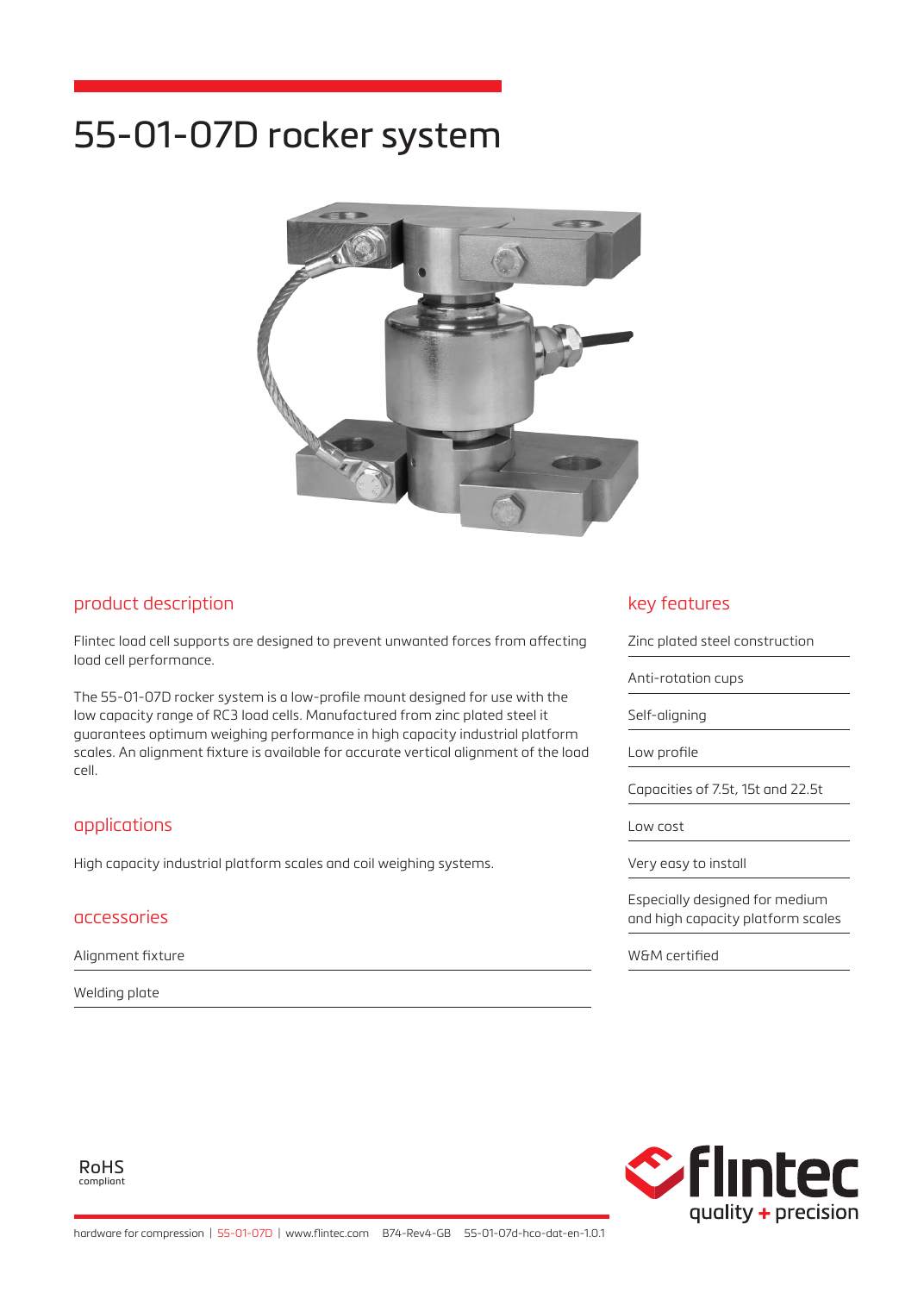# 55-01-07D rocker system

## product description

Flintec load cell supports are designed to prevent unwanted forces from affecting load cell performance.

The 55-01-07D rocker system is a low-profile mount designed for use with the low capacity range of RC3 load cells. Manufactured from zinc plated steel it guarantees optimum weighing performance in high capacity industrial platform scales. An alignment fixture is available for accurate vertical alignment of the load cell.

## applications

High capacity industrial platform scales and coil weighing systems.

## accessories

- Alignment fixture
- Welding plate

## key features

- Zinc plated steel construction
- Anti-rotation cups
- Self-aligning
- Low profile
- Capacities of 7.5t, 15t and 22.5t
- Low cost
- Very easy to install
- Especially designed for medium and high capacity platform scales
- W&M certified

RoHS compliant

flintec quality + precision

hardware for compression | 55-01-07D | www.flintec.com B74-Rev4-GB 55-01-07d-hco-dat-en-1.0.1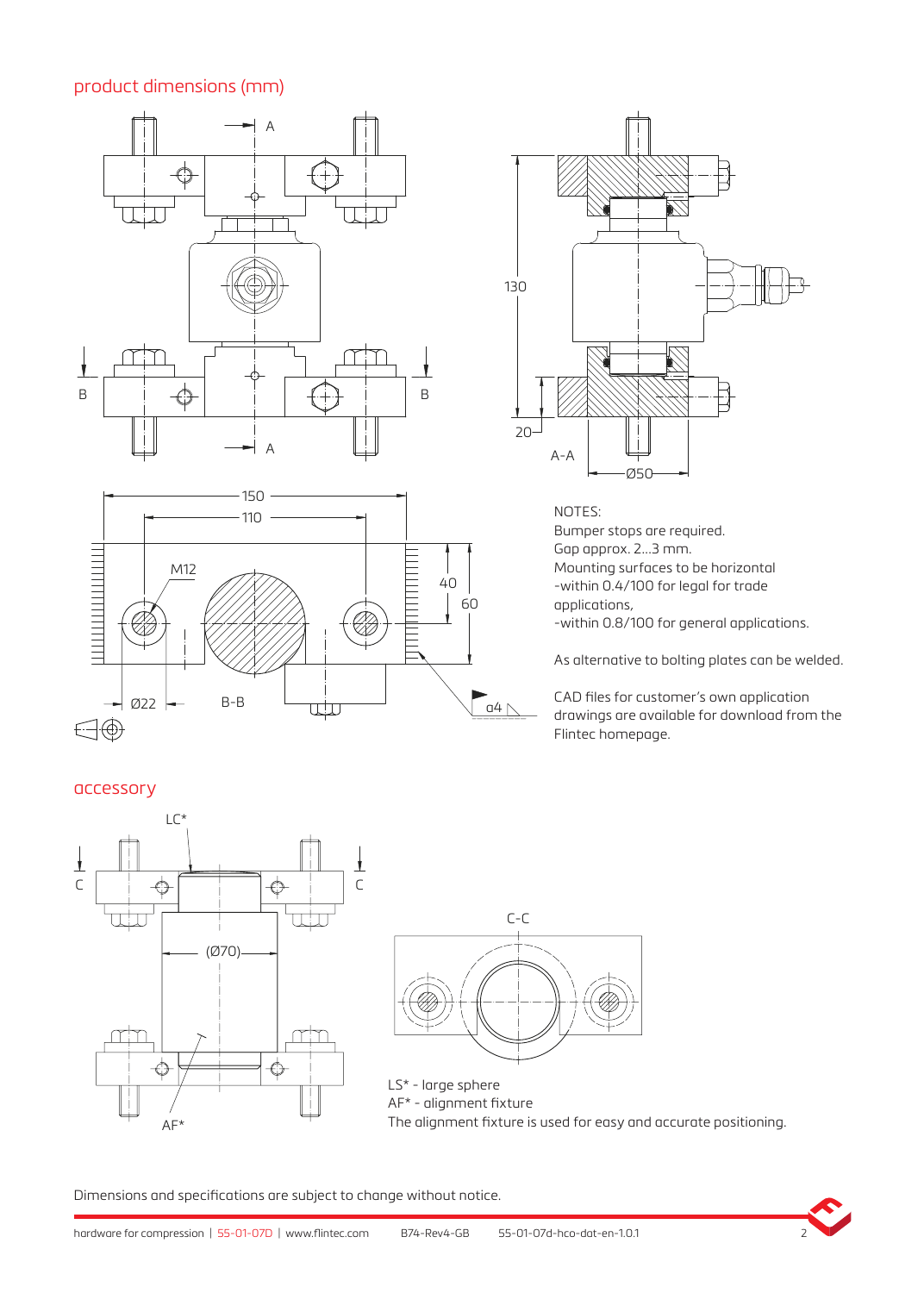## product dimensions (mm)

A

A

B

B

130

20

A-A

Ø50

150

110

M12

40

60

Ø22

B-B

a4

NOTES:
Bumper stops are required.
Gap approx. 2...3 mm.
Mounting surfaces to be horizontal
-within 0.4/100 for legal for trade applications,
-within 0.8/100 for general applications.

As alternative to bolting plates can be welded.

CAD files for customer's own application drawings are available for download from the Flintec homepage.

## accessory

LC*

C

C

(Ø70)

AF*

C-C

LS* - large sphere
AF* - alignment fixture
The alignment fixture is used for easy and accurate positioning.

Dimensions and specifications are subject to change without notice.